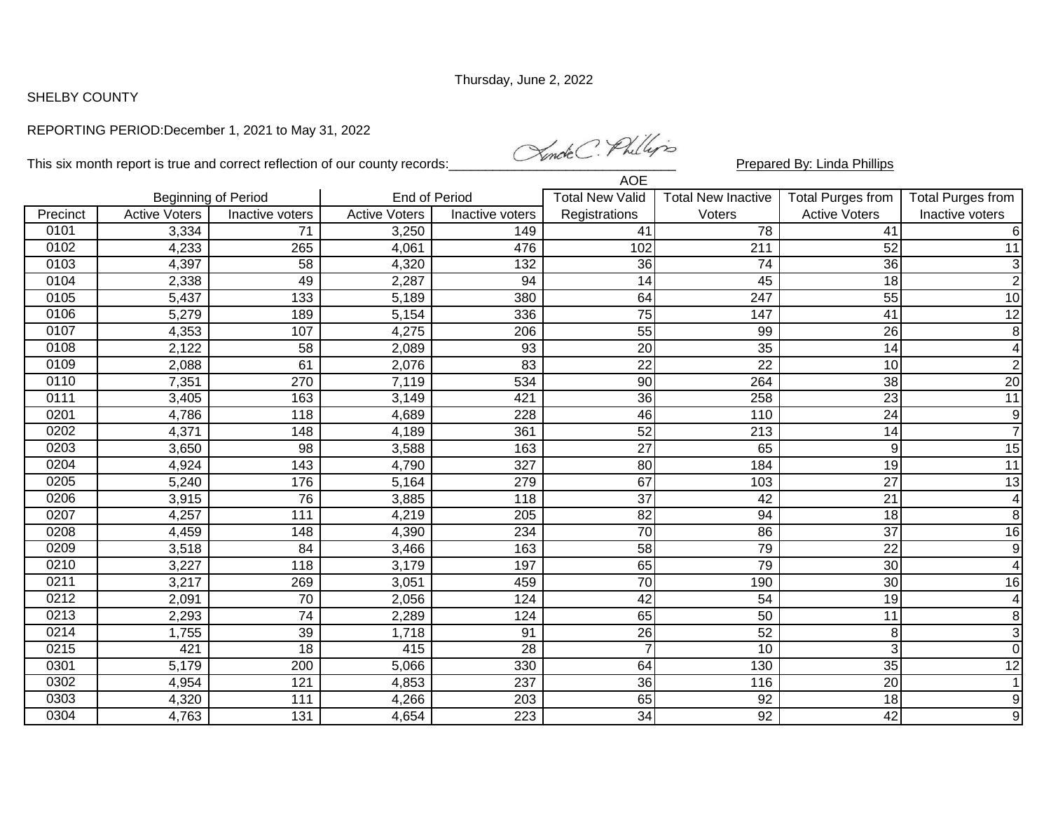Thursday, June 2, 2022

SHELBY COUNTY

REPORTING PERIOD:December 1, 2021 to May 31, 2022

This six month report is true and correct reflection of our county records:\_\_\_\_\_\_\_\_\_\_\_\_\_\_\_\_\_\_\_\_\_\_\_\_\_\_\_\_\_\_ Prepared By: Linda Phillips

| | Beginning of Period | | End of Period | | AOE Total New Valid | Total New Inactive | Total Purges from | Total Purges from |
|---|---|---|---|---|---|---|---|---|
| Precinct | Active Voters | Inactive voters | Active Voters | Inactive voters | Registrations | Voters | Active Voters | Inactive voters |
| 0101 | 3,334 | 71 | 3,250 | 149 | 41 | 78 | 41 | 6 |
| 0102 | 4,233 | 265 | 4,061 | 476 | 102 | 211 | 52 | 11 |
| 0103 | 4,397 | 58 | 4,320 | 132 | 36 | 74 | 36 | 3 |
| 0104 | 2,338 | 49 | 2,287 | 94 | 14 | 45 | 18 | 2 |
| 0105 | 5,437 | 133 | 5,189 | 380 | 64 | 247 | 55 | 10 |
| 0106 | 5,279 | 189 | 5,154 | 336 | 75 | 147 | 41 | 12 |
| 0107 | 4,353 | 107 | 4,275 | 206 | 55 | 99 | 26 | 8 |
| 0108 | 2,122 | 58 | 2,089 | 93 | 20 | 35 | 14 | 4 |
| 0109 | 2,088 | 61 | 2,076 | 83 | 22 | 22 | 10 | 2 |
| 0110 | 7,351 | 270 | 7,119 | 534 | 90 | 264 | 38 | 20 |
| 0111 | 3,405 | 163 | 3,149 | 421 | 36 | 258 | 23 | 11 |
| 0201 | 4,786 | 118 | 4,689 | 228 | 46 | 110 | 24 | 9 |
| 0202 | 4,371 | 148 | 4,189 | 361 | 52 | 213 | 14 | 7 |
| 0203 | 3,650 | 98 | 3,588 | 163 | 27 | 65 | 9 | 15 |
| 0204 | 4,924 | 143 | 4,790 | 327 | 80 | 184 | 19 | 11 |
| 0205 | 5,240 | 176 | 5,164 | 279 | 67 | 103 | 27 | 13 |
| 0206 | 3,915 | 76 | 3,885 | 118 | 37 | 42 | 21 | 4 |
| 0207 | 4,257 | 111 | 4,219 | 205 | 82 | 94 | 18 | 8 |
| 0208 | 4,459 | 148 | 4,390 | 234 | 70 | 86 | 37 | 16 |
| 0209 | 3,518 | 84 | 3,466 | 163 | 58 | 79 | 22 | 9 |
| 0210 | 3,227 | 118 | 3,179 | 197 | 65 | 79 | 30 | 4 |
| 0211 | 3,217 | 269 | 3,051 | 459 | 70 | 190 | 30 | 16 |
| 0212 | 2,091 | 70 | 2,056 | 124 | 42 | 54 | 19 | 4 |
| 0213 | 2,293 | 74 | 2,289 | 124 | 65 | 50 | 11 | 8 |
| 0214 | 1,755 | 39 | 1,718 | 91 | 26 | 52 | 8 | 3 |
| 0215 | 421 | 18 | 415 | 28 | 7 | 10 | 3 | 0 |
| 0301 | 5,179 | 200 | 5,066 | 330 | 64 | 130 | 35 | 12 |
| 0302 | 4,954 | 121 | 4,853 | 237 | 36 | 116 | 20 | 1 |
| 0303 | 4,320 | 111 | 4,266 | 203 | 65 | 92 | 18 | 9 |
| 0304 | 4,763 | 131 | 4,654 | 223 | 34 | 92 | 42 | 9 |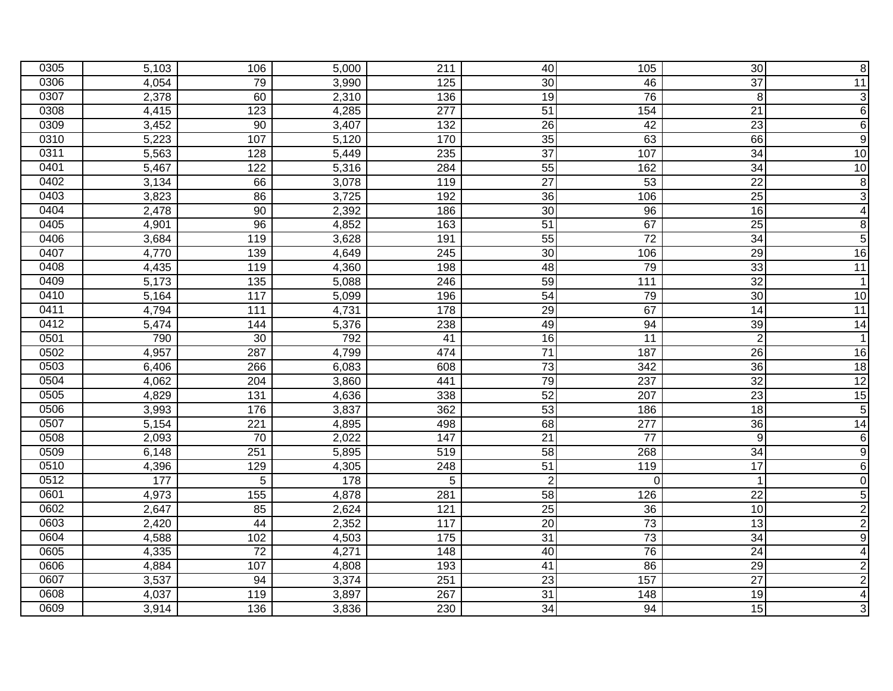| | | | | | | | | |
|---|---|---|---|---|---|---|---|---|
| 0305 | 5,103 | 106 | 5,000 | 211 | 40 | 105 | 30 | 8 |
| 0306 | 4,054 | 79 | 3,990 | 125 | 30 | 46 | 37 | 11 |
| 0307 | 2,378 | 60 | 2,310 | 136 | 19 | 76 | 8 | 3 |
| 0308 | 4,415 | 123 | 4,285 | 277 | 51 | 154 | 21 | 6 |
| 0309 | 3,452 | 90 | 3,407 | 132 | 26 | 42 | 23 | 6 |
| 0310 | 5,223 | 107 | 5,120 | 170 | 35 | 63 | 66 | 9 |
| 0311 | 5,563 | 128 | 5,449 | 235 | 37 | 107 | 34 | 10 |
| 0401 | 5,467 | 122 | 5,316 | 284 | 55 | 162 | 34 | 10 |
| 0402 | 3,134 | 66 | 3,078 | 119 | 27 | 53 | 22 | 8 |
| 0403 | 3,823 | 86 | 3,725 | 192 | 36 | 106 | 25 | 3 |
| 0404 | 2,478 | 90 | 2,392 | 186 | 30 | 96 | 16 | 4 |
| 0405 | 4,901 | 96 | 4,852 | 163 | 51 | 67 | 25 | 8 |
| 0406 | 3,684 | 119 | 3,628 | 191 | 55 | 72 | 34 | 5 |
| 0407 | 4,770 | 139 | 4,649 | 245 | 30 | 106 | 29 | 16 |
| 0408 | 4,435 | 119 | 4,360 | 198 | 48 | 79 | 33 | 11 |
| 0409 | 5,173 | 135 | 5,088 | 246 | 59 | 111 | 32 | 1 |
| 0410 | 5,164 | 117 | 5,099 | 196 | 54 | 79 | 30 | 10 |
| 0411 | 4,794 | 111 | 4,731 | 178 | 29 | 67 | 14 | 11 |
| 0412 | 5,474 | 144 | 5,376 | 238 | 49 | 94 | 39 | 14 |
| 0501 | 790 | 30 | 792 | 41 | 16 | 11 | 2 | 1 |
| 0502 | 4,957 | 287 | 4,799 | 474 | 71 | 187 | 26 | 16 |
| 0503 | 6,406 | 266 | 6,083 | 608 | 73 | 342 | 36 | 18 |
| 0504 | 4,062 | 204 | 3,860 | 441 | 79 | 237 | 32 | 12 |
| 0505 | 4,829 | 131 | 4,636 | 338 | 52 | 207 | 23 | 15 |
| 0506 | 3,993 | 176 | 3,837 | 362 | 53 | 186 | 18 | 5 |
| 0507 | 5,154 | 221 | 4,895 | 498 | 68 | 277 | 36 | 14 |
| 0508 | 2,093 | 70 | 2,022 | 147 | 21 | 77 | 9 | 6 |
| 0509 | 6,148 | 251 | 5,895 | 519 | 58 | 268 | 34 | 9 |
| 0510 | 4,396 | 129 | 4,305 | 248 | 51 | 119 | 17 | 6 |
| 0512 | 177 | 5 | 178 | 5 | 2 | 0 | 1 | 0 |
| 0601 | 4,973 | 155 | 4,878 | 281 | 58 | 126 | 22 | 5 |
| 0602 | 2,647 | 85 | 2,624 | 121 | 25 | 36 | 10 | 2 |
| 0603 | 2,420 | 44 | 2,352 | 117 | 20 | 73 | 13 | 2 |
| 0604 | 4,588 | 102 | 4,503 | 175 | 31 | 73 | 34 | 9 |
| 0605 | 4,335 | 72 | 4,271 | 148 | 40 | 76 | 24 | 4 |
| 0606 | 4,884 | 107 | 4,808 | 193 | 41 | 86 | 29 | 2 |
| 0607 | 3,537 | 94 | 3,374 | 251 | 23 | 157 | 27 | 2 |
| 0608 | 4,037 | 119 | 3,897 | 267 | 31 | 148 | 19 | 4 |
| 0609 | 3,914 | 136 | 3,836 | 230 | 34 | 94 | 15 | 3 |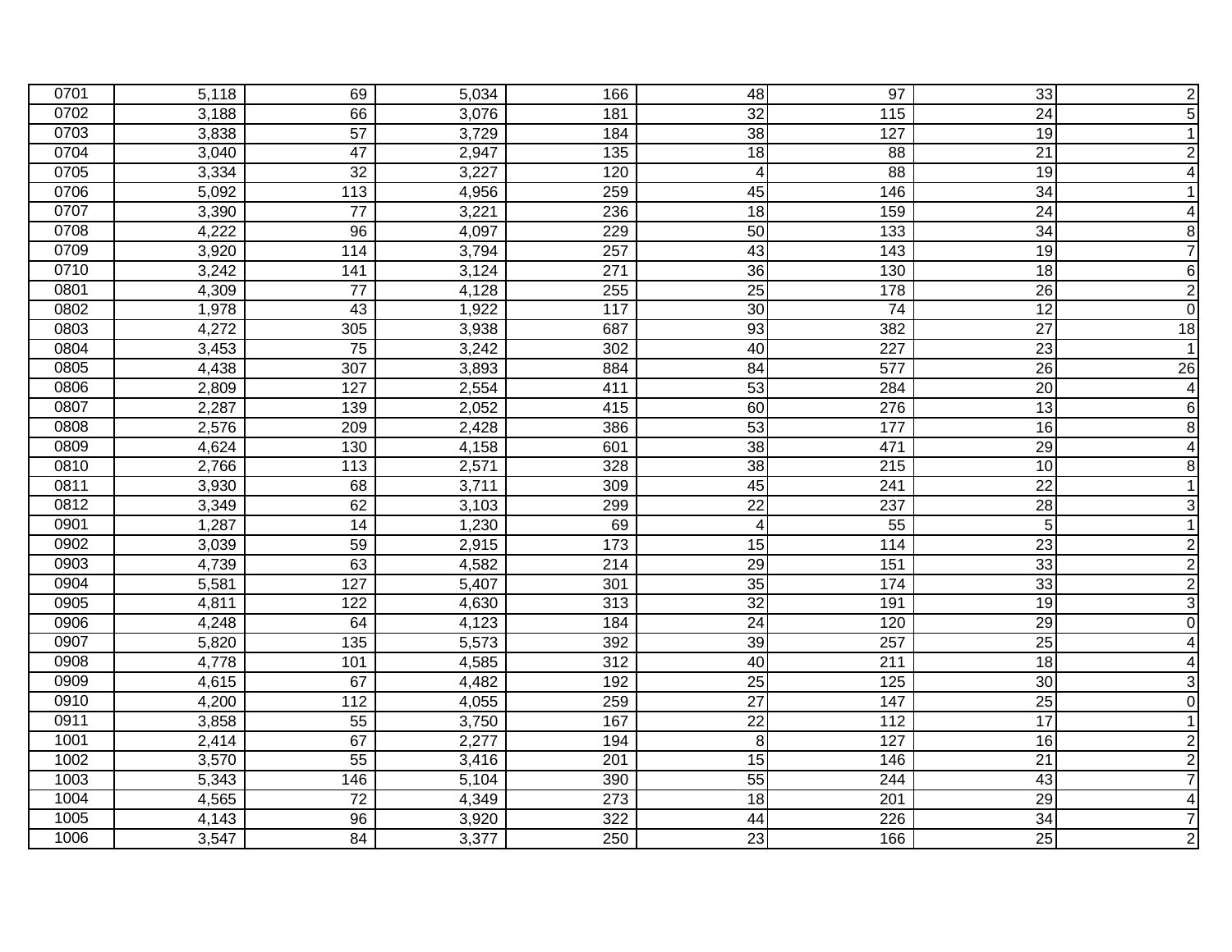| | | | | | | | | |
|---|---|---|---|---|---|---|---|---|
| 0701 | 5,118 | 69 | 5,034 | 166 | 48 | 97 | 33 | 2 |
| 0702 | 3,188 | 66 | 3,076 | 181 | 32 | 115 | 24 | 5 |
| 0703 | 3,838 | 57 | 3,729 | 184 | 38 | 127 | 19 | 1 |
| 0704 | 3,040 | 47 | 2,947 | 135 | 18 | 88 | 21 | 2 |
| 0705 | 3,334 | 32 | 3,227 | 120 | 4 | 88 | 19 | 4 |
| 0706 | 5,092 | 113 | 4,956 | 259 | 45 | 146 | 34 | 1 |
| 0707 | 3,390 | 77 | 3,221 | 236 | 18 | 159 | 24 | 4 |
| 0708 | 4,222 | 96 | 4,097 | 229 | 50 | 133 | 34 | 8 |
| 0709 | 3,920 | 114 | 3,794 | 257 | 43 | 143 | 19 | 7 |
| 0710 | 3,242 | 141 | 3,124 | 271 | 36 | 130 | 18 | 6 |
| 0801 | 4,309 | 77 | 4,128 | 255 | 25 | 178 | 26 | 2 |
| 0802 | 1,978 | 43 | 1,922 | 117 | 30 | 74 | 12 | 0 |
| 0803 | 4,272 | 305 | 3,938 | 687 | 93 | 382 | 27 | 18 |
| 0804 | 3,453 | 75 | 3,242 | 302 | 40 | 227 | 23 | 1 |
| 0805 | 4,438 | 307 | 3,893 | 884 | 84 | 577 | 26 | 26 |
| 0806 | 2,809 | 127 | 2,554 | 411 | 53 | 284 | 20 | 4 |
| 0807 | 2,287 | 139 | 2,052 | 415 | 60 | 276 | 13 | 6 |
| 0808 | 2,576 | 209 | 2,428 | 386 | 53 | 177 | 16 | 8 |
| 0809 | 4,624 | 130 | 4,158 | 601 | 38 | 471 | 29 | 4 |
| 0810 | 2,766 | 113 | 2,571 | 328 | 38 | 215 | 10 | 8 |
| 0811 | 3,930 | 68 | 3,711 | 309 | 45 | 241 | 22 | 1 |
| 0812 | 3,349 | 62 | 3,103 | 299 | 22 | 237 | 28 | 3 |
| 0901 | 1,287 | 14 | 1,230 | 69 | 4 | 55 | 5 | 1 |
| 0902 | 3,039 | 59 | 2,915 | 173 | 15 | 114 | 23 | 2 |
| 0903 | 4,739 | 63 | 4,582 | 214 | 29 | 151 | 33 | 2 |
| 0904 | 5,581 | 127 | 5,407 | 301 | 35 | 174 | 33 | 2 |
| 0905 | 4,811 | 122 | 4,630 | 313 | 32 | 191 | 19 | 3 |
| 0906 | 4,248 | 64 | 4,123 | 184 | 24 | 120 | 29 | 0 |
| 0907 | 5,820 | 135 | 5,573 | 392 | 39 | 257 | 25 | 4 |
| 0908 | 4,778 | 101 | 4,585 | 312 | 40 | 211 | 18 | 4 |
| 0909 | 4,615 | 67 | 4,482 | 192 | 25 | 125 | 30 | 3 |
| 0910 | 4,200 | 112 | 4,055 | 259 | 27 | 147 | 25 | 0 |
| 0911 | 3,858 | 55 | 3,750 | 167 | 22 | 112 | 17 | 1 |
| 1001 | 2,414 | 67 | 2,277 | 194 | 8 | 127 | 16 | 2 |
| 1002 | 3,570 | 55 | 3,416 | 201 | 15 | 146 | 21 | 2 |
| 1003 | 5,343 | 146 | 5,104 | 390 | 55 | 244 | 43 | 7 |
| 1004 | 4,565 | 72 | 4,349 | 273 | 18 | 201 | 29 | 4 |
| 1005 | 4,143 | 96 | 3,920 | 322 | 44 | 226 | 34 | 7 |
| 1006 | 3,547 | 84 | 3,377 | 250 | 23 | 166 | 25 | 2 |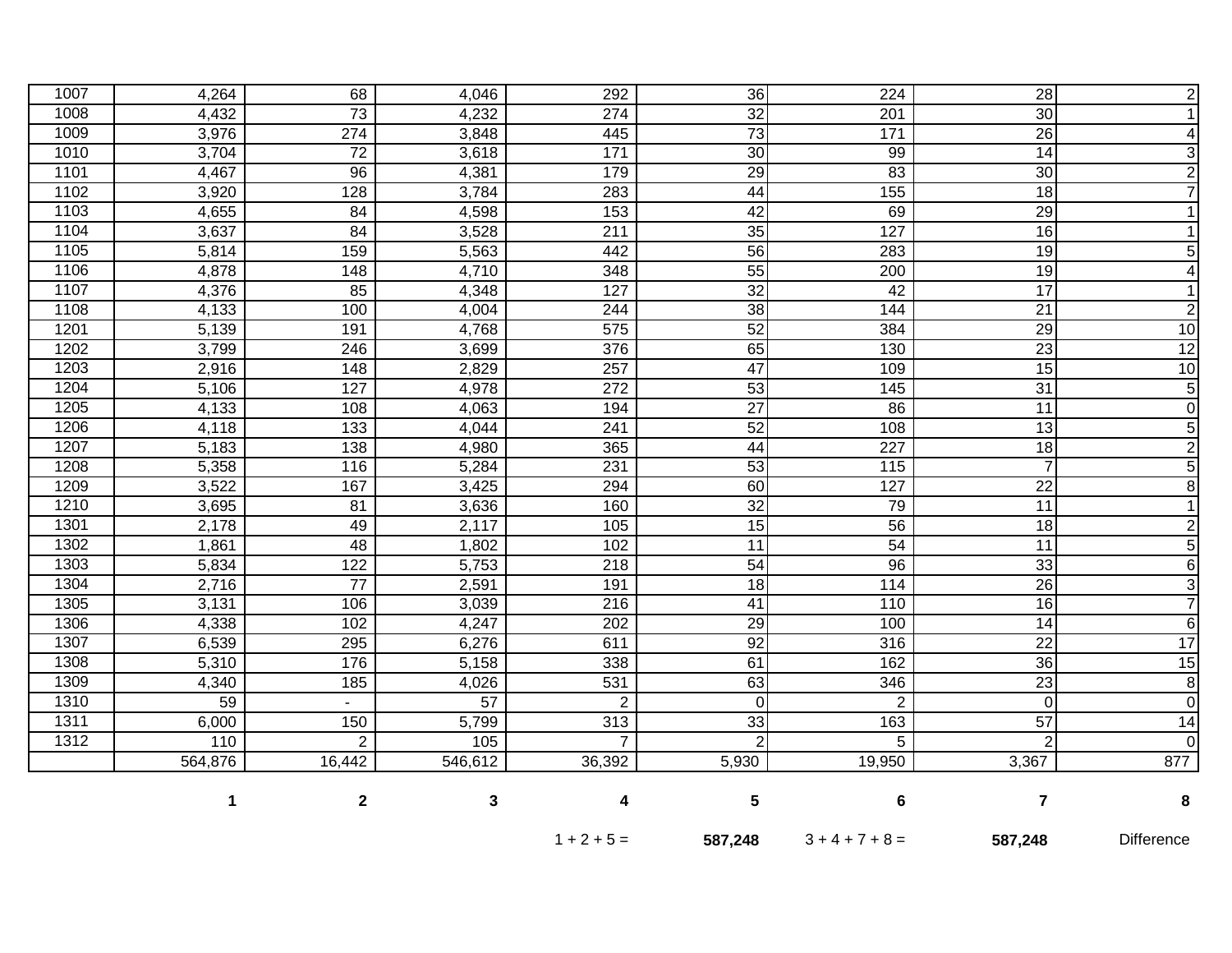| | | | | | | | | |
|---|---|---|---|---|---|---|---|---|
| 1007 | 4,264 | 68 | 4,046 | 292 | 36 | 224 | 28 | 2 |
| 1008 | 4,432 | 73 | 4,232 | 274 | 32 | 201 | 30 | 1 |
| 1009 | 3,976 | 274 | 3,848 | 445 | 73 | 171 | 26 | 4 |
| 1010 | 3,704 | 72 | 3,618 | 171 | 30 | 99 | 14 | 3 |
| 1101 | 4,467 | 96 | 4,381 | 179 | 29 | 83 | 30 | 2 |
| 1102 | 3,920 | 128 | 3,784 | 283 | 44 | 155 | 18 | 7 |
| 1103 | 4,655 | 84 | 4,598 | 153 | 42 | 69 | 29 | 1 |
| 1104 | 3,637 | 84 | 3,528 | 211 | 35 | 127 | 16 | 1 |
| 1105 | 5,814 | 159 | 5,563 | 442 | 56 | 283 | 19 | 5 |
| 1106 | 4,878 | 148 | 4,710 | 348 | 55 | 200 | 19 | 4 |
| 1107 | 4,376 | 85 | 4,348 | 127 | 32 | 42 | 17 | 1 |
| 1108 | 4,133 | 100 | 4,004 | 244 | 38 | 144 | 21 | 2 |
| 1201 | 5,139 | 191 | 4,768 | 575 | 52 | 384 | 29 | 10 |
| 1202 | 3,799 | 246 | 3,699 | 376 | 65 | 130 | 23 | 12 |
| 1203 | 2,916 | 148 | 2,829 | 257 | 47 | 109 | 15 | 10 |
| 1204 | 5,106 | 127 | 4,978 | 272 | 53 | 145 | 31 | 5 |
| 1205 | 4,133 | 108 | 4,063 | 194 | 27 | 86 | 11 | 0 |
| 1206 | 4,118 | 133 | 4,044 | 241 | 52 | 108 | 13 | 5 |
| 1207 | 5,183 | 138 | 4,980 | 365 | 44 | 227 | 18 | 2 |
| 1208 | 5,358 | 116 | 5,284 | 231 | 53 | 115 | 7 | 5 |
| 1209 | 3,522 | 167 | 3,425 | 294 | 60 | 127 | 22 | 8 |
| 1210 | 3,695 | 81 | 3,636 | 160 | 32 | 79 | 11 | 1 |
| 1301 | 2,178 | 49 | 2,117 | 105 | 15 | 56 | 18 | 2 |
| 1302 | 1,861 | 48 | 1,802 | 102 | 11 | 54 | 11 | 5 |
| 1303 | 5,834 | 122 | 5,753 | 218 | 54 | 96 | 33 | 6 |
| 1304 | 2,716 | 77 | 2,591 | 191 | 18 | 114 | 26 | 3 |
| 1305 | 3,131 | 106 | 3,039 | 216 | 41 | 110 | 16 | 7 |
| 1306 | 4,338 | 102 | 4,247 | 202 | 29 | 100 | 14 | 6 |
| 1307 | 6,539 | 295 | 6,276 | 611 | 92 | 316 | 22 | 17 |
| 1308 | 5,310 | 176 | 5,158 | 338 | 61 | 162 | 36 | 15 |
| 1309 | 4,340 | 185 | 4,026 | 531 | 63 | 346 | 23 | 8 |
| 1310 | 59 | - | 57 | 2 | 0 | 2 | 0 | 0 |
| 1311 | 6,000 | 150 | 5,799 | 313 | 33 | 163 | 57 | 14 |
| 1312 | 110 | 2 | 105 | 7 | 2 | 5 | 2 | 0 |
| | 564,876 | 16,442 | 546,612 | 36,392 | 5,930 | 19,950 | 3,367 | 877 |
| | **1** | **2** | **3** | **4** | **5** | **6** | **7** | **8** |
| | | | | 1 + 2 + 5 = | **587,248** | 3 + 4 + 7 + 8 = | **587,248** | Difference |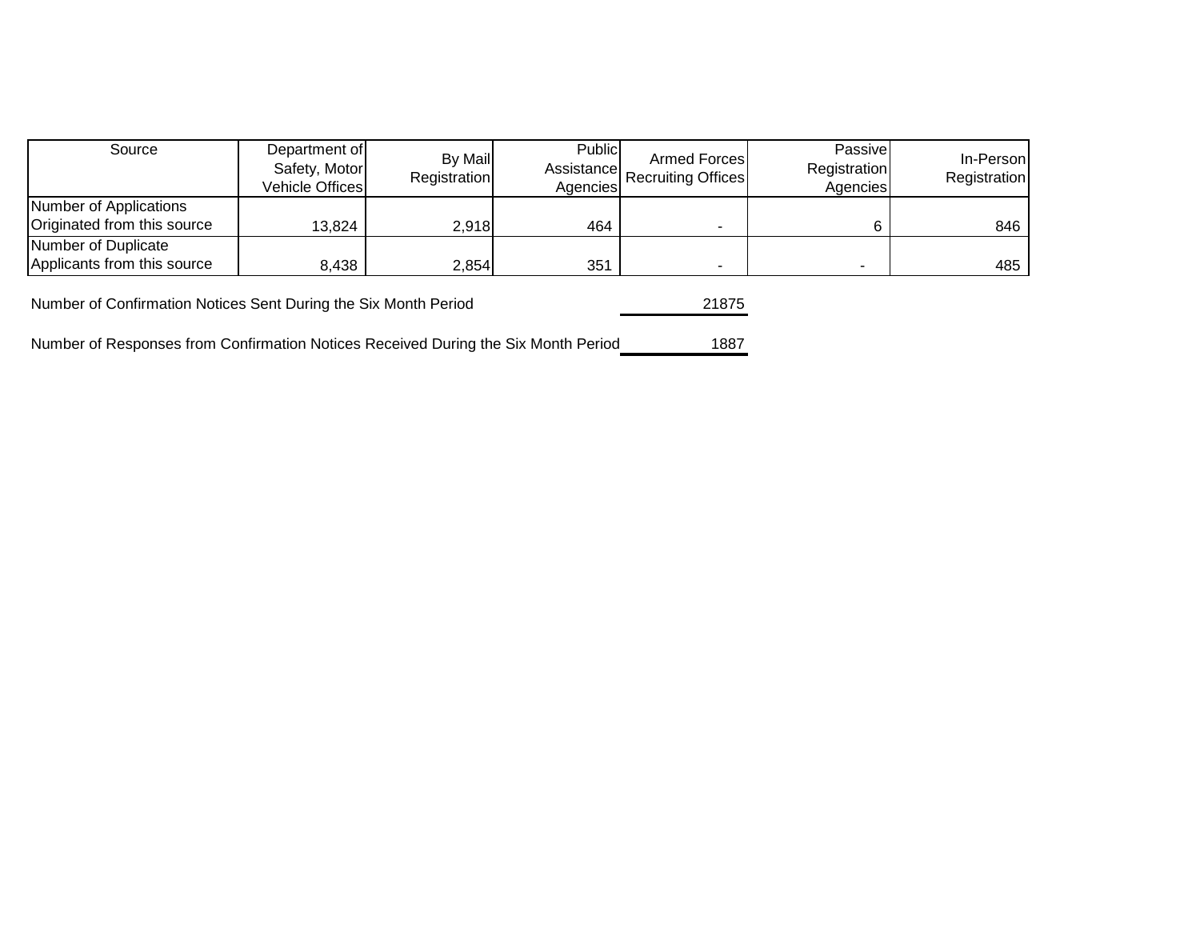| Source | Department of Safety, Motor Vehicle Offices | By Mail Registration | Public Assistance Agencies | Armed Forces Recruiting Offices | Passive Registration Agencies | In-Person Registration |
|---|---|---|---|---|---|---|
| Number of Applications Originated from this source | 13,824 | 2,918 | 464 | - | 6 | 846 |
| Number of Duplicate Applicants from this source | 8,438 | 2,854 | 351 | - | - | 485 |

Number of Confirmation Notices Sent During the Six Month Period 21875

Number of Responses from Confirmation Notices Received During the Six Month Period 1887